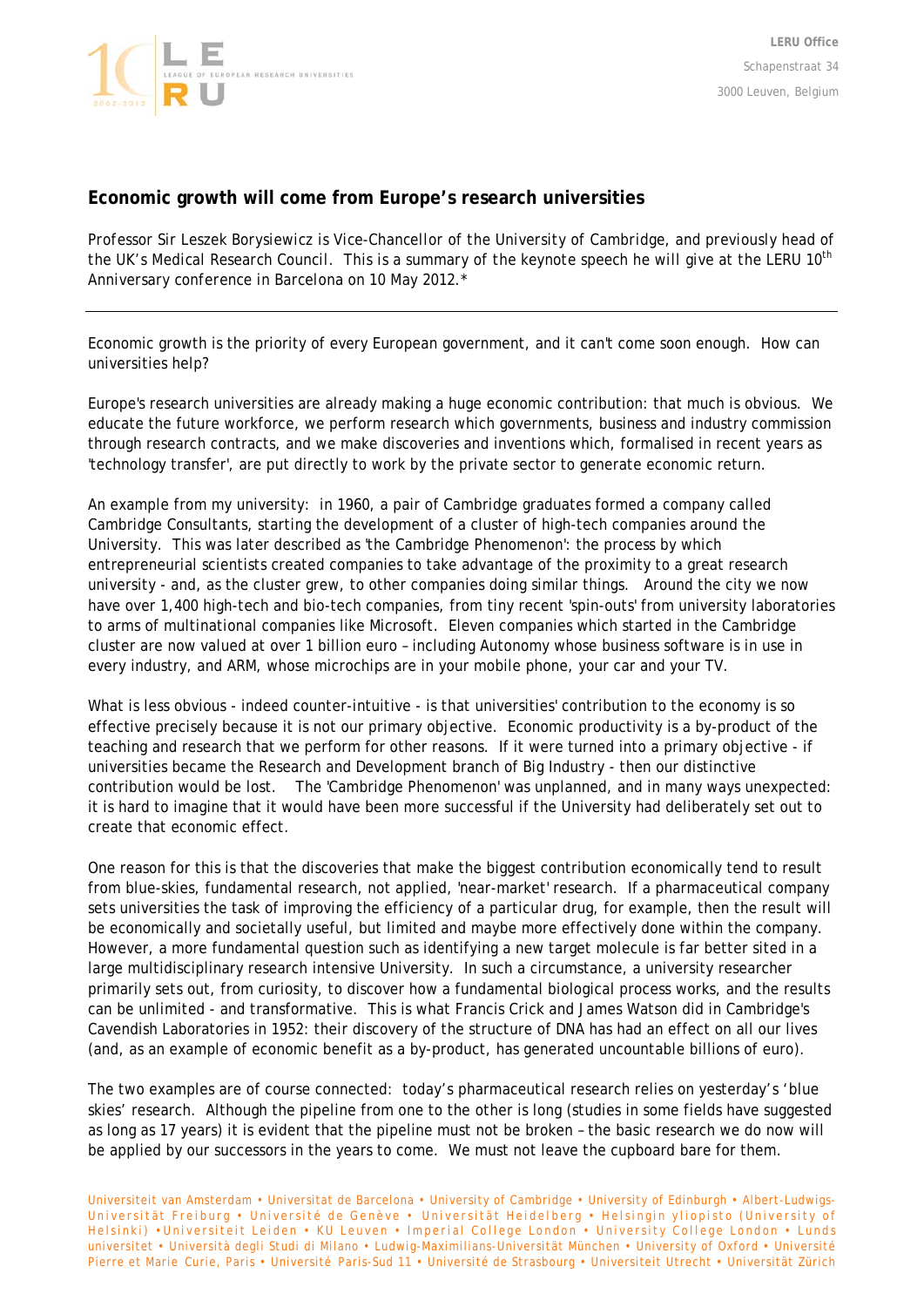LERU Office
Schapenstraat 34
3000 Leuven, Belgium

## Economic growth will come from Europe's research universities

*Professor Sir Leszek Borysiewicz is Vice-Chancellor of the University of Cambridge, and previously head of the UK's Medical Research Council. This is a summary of the keynote speech he will give at the LERU 10th Anniversary conference in Barcelona on 10 May 2012.**

---

Economic growth is the priority of every European government, and it can't come soon enough. How can universities help?

Europe's research universities are already making a huge economic contribution: that much is obvious. We educate the future workforce, we perform research which governments, business and industry commission through research contracts, and we make discoveries and inventions which, formalised in recent years as 'technology transfer', are put directly to work by the private sector to generate economic return.

An example from my university: in 1960, a pair of Cambridge graduates formed a company called Cambridge Consultants, starting the development of a cluster of high-tech companies around the University. This was later described as 'the Cambridge Phenomenon': the process by which entrepreneurial scientists created companies to take advantage of the proximity to a great research university - and, as the cluster grew, to other companies doing similar things. Around the city we now have over 1,400 high-tech and bio-tech companies, from tiny recent 'spin-outs' from university laboratories to arms of multinational companies like Microsoft. Eleven companies which started in the Cambridge cluster are now valued at over 1 billion euro – including Autonomy whose business software is in use in every industry, and ARM, whose microchips are in your mobile phone, your car and your TV.

What is less obvious - indeed counter-intuitive - is that universities' contribution to the economy is so effective precisely because it is not our primary objective. Economic productivity is a by-product of the teaching and research that we perform for other reasons. If it were turned into a primary objective - if universities became the Research and Development branch of Big Industry - then our distinctive contribution would be lost. The 'Cambridge Phenomenon' was unplanned, and in many ways unexpected: it is hard to imagine that it would have been more successful if the University had deliberately set out to create that economic effect.

One reason for this is that the discoveries that make the biggest contribution economically tend to result from blue-skies, fundamental research, not applied, 'near-market' research. If a pharmaceutical company sets universities the task of improving the efficiency of a particular drug, for example, then the result will be economically and societally useful, but limited and maybe more effectively done within the company. However, a more fundamental question such as identifying a new target molecule is far better sited in a large multidisciplinary research intensive University. In such a circumstance, a university researcher primarily sets out, from curiosity, to discover how a fundamental biological process works, and the results can be unlimited - and transformative. This is what Francis Crick and James Watson did in Cambridge's Cavendish Laboratories in 1952: their discovery of the structure of DNA has had an effect on all our lives (and, as an example of economic benefit as a by-product, has generated uncountable billions of euro).

The two examples are of course connected: today's pharmaceutical research relies on yesterday's 'blue skies' research. Although the pipeline from one to the other is long (studies in some fields have suggested as long as 17 years) it is evident that the pipeline must not be broken – the basic research we do now will be applied by our successors in the years to come. We must not leave the cupboard bare for them.

Universiteit van Amsterdam • Universitat de Barcelona • University of Cambridge • University of Edinburgh • Albert-Ludwigs-Universität Freiburg • Université de Genève • Universität Heidelberg • Helsingin yliopisto (University of Helsinki) • Universiteit Leiden • KU Leuven • Imperial College London • University College London • Lunds universitet • Università degli Studi di Milano • Ludwig-Maximilians-Universität München • University of Oxford • Université Pierre et Marie Curie, Paris • Université Paris-Sud 11 • Université de Strasbourg • Universiteit Utrecht • Universität Zürich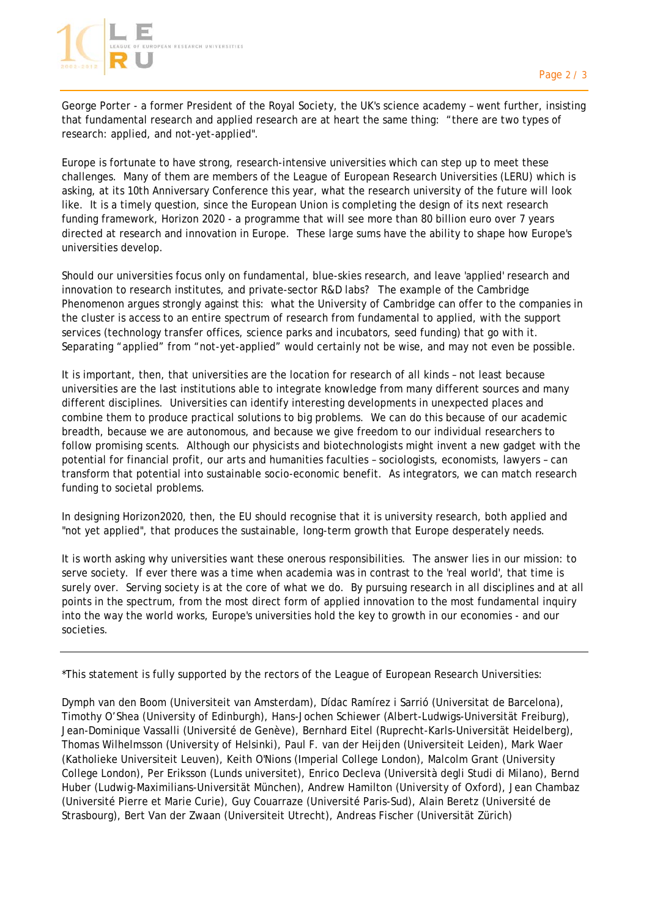George Porter - a former President of the Royal Society, the UK's science academy – went further, insisting that fundamental research and applied research are at heart the same thing: "there are two types of research: applied, and not-yet-applied".

Europe is fortunate to have strong, research-intensive universities which can step up to meet these challenges. Many of them are members of the League of European Research Universities (LERU) which is asking, at its 10th Anniversary Conference this year, what the research university of the future will look like. It is a timely question, since the European Union is completing the design of its next research funding framework, Horizon 2020 - a programme that will see more than 80 billion euro over 7 years directed at research and innovation in Europe. These large sums have the ability to shape how Europe's universities develop.

Should our universities focus only on fundamental, blue-skies research, and leave 'applied' research and innovation to research institutes, and private-sector R&D labs? The example of the Cambridge Phenomenon argues strongly against this: what the University of Cambridge can offer to the companies in the cluster is access to an entire spectrum of research from fundamental to applied, with the support services (technology transfer offices, science parks and incubators, seed funding) that go with it. Separating "applied" from "not-yet-applied" would certainly not be wise, and may not even be possible.

It is important, then, that universities are the location for research of all kinds – not least because universities are the last institutions able to integrate knowledge from many different sources and many different disciplines. Universities can identify interesting developments in unexpected places and combine them to produce practical solutions to big problems. We can do this because of our academic breadth, because we are autonomous, and because we give freedom to our individual researchers to follow promising scents. Although our physicists and biotechnologists might invent a new gadget with the potential for financial profit, our arts and humanities faculties – sociologists, economists, lawyers – can transform that potential into sustainable socio-economic benefit. As integrators, we can match research funding to societal problems.

In designing Horizon2020, then, the EU should recognise that it is university research, both applied and "not yet applied", that produces the sustainable, long-term growth that Europe desperately needs.

It is worth asking why universities want these onerous responsibilities. The answer lies in our mission: to serve society. If ever there was a time when academia was in contrast to the 'real world', that time is surely over. Serving society is at the core of what we do. By pursuing research in all disciplines and at all points in the spectrum, from the most direct form of applied innovation to the most fundamental inquiry into the way the world works, Europe's universities hold the key to growth in our economies - and our societies.

---

*This statement is fully supported by the rectors of the League of European Research Universities:

Dymph van den Boom (Universiteit van Amsterdam), Dídac Ramírez i Sarrió (Universitat de Barcelona), Timothy O'Shea (University of Edinburgh), Hans-Jochen Schiewer (Albert-Ludwigs-Universität Freiburg), Jean-Dominique Vassalli (Université de Genève), Bernhard Eitel (Ruprecht-Karls-Universität Heidelberg), Thomas Wilhelmsson (University of Helsinki), Paul F. van der Heijden (Universiteit Leiden), Mark Waer (Katholieke Universiteit Leuven), Keith O'Nions (Imperial College London), Malcolm Grant (University College London), Per Eriksson (Lunds universitet), Enrico Decleva (Università degli Studi di Milano), Bernd Huber (Ludwig-Maximilians-Universität München), Andrew Hamilton (University of Oxford), Jean Chambaz (Université Pierre et Marie Curie), Guy Couarraze (Université Paris-Sud), Alain Beretz (Université de Strasbourg), Bert Van der Zwaan (Universiteit Utrecht), Andreas Fischer (Universität Zürich)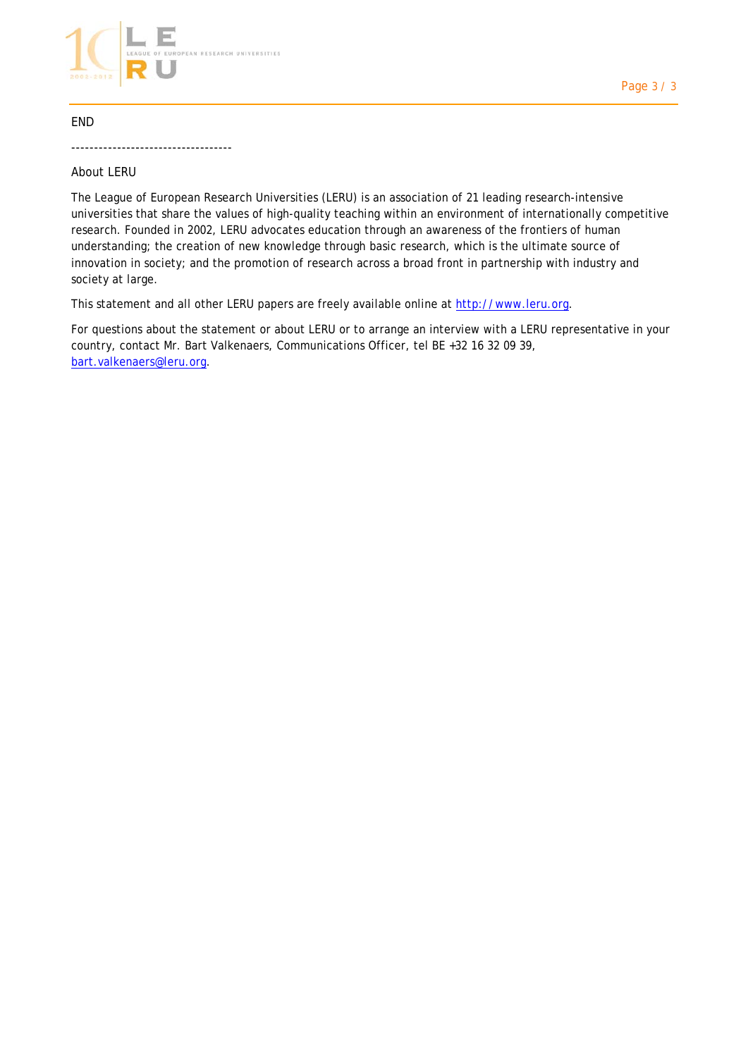END

-----------------------------------

About LERU

The League of European Research Universities (LERU) is an association of 21 leading research-intensive universities that share the values of high-quality teaching within an environment of internationally competitive research. Founded in 2002, LERU advocates education through an awareness of the frontiers of human understanding; the creation of new knowledge through basic research, which is the ultimate source of innovation in society; and the promotion of research across a broad front in partnership with industry and society at large.

This statement and all other LERU papers are freely available online at [http://www.leru.org](http://www.leru.org).

For questions about the statement or about LERU or to arrange an interview with a LERU representative in your country, contact Mr. Bart Valkenaers, Communications Officer, tel BE +32 16 32 09 39, [bart.valkenaers@leru.org](mailto:bart.valkenaers@leru.org).